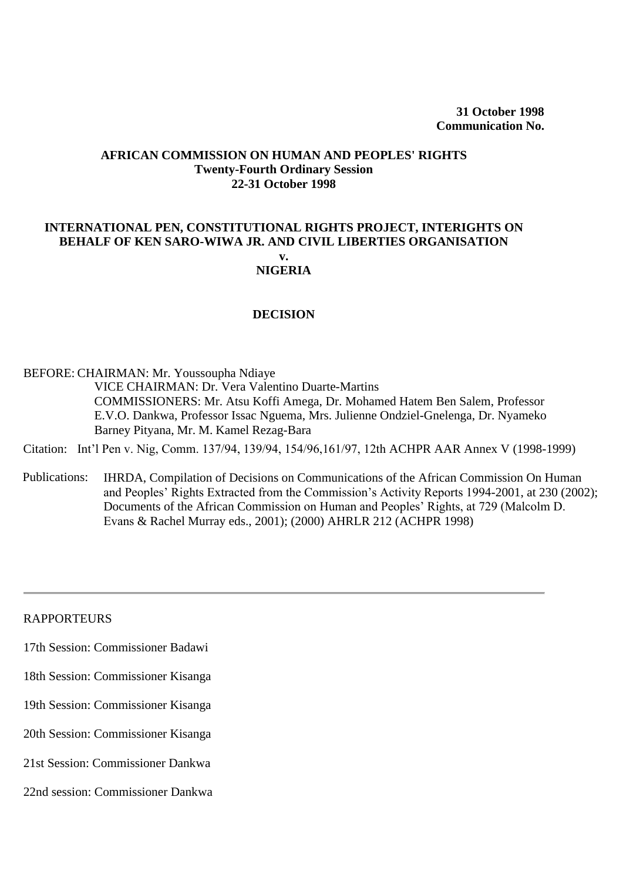**31 October 1998**
**Communication No.**

**AFRICAN COMMISSION ON HUMAN AND PEOPLES' RIGHTS**
**Twenty-Fourth Ordinary Session**
**22-31 October 1998**

**INTERNATIONAL PEN, CONSTITUTIONAL RIGHTS PROJECT, INTERIGHTS ON BEHALF OF KEN SARO-WIWA JR. AND CIVIL LIBERTIES ORGANISATION**
**v.**
**NIGERIA**

**DECISION**

BEFORE: CHAIRMAN: Mr. Youssoupha Ndiaye
VICE CHAIRMAN: Dr. Vera Valentino Duarte-Martins
COMMISSIONERS: Mr. Atsu Koffi Amega, Dr. Mohamed Hatem Ben Salem, Professor E.V.O. Dankwa, Professor Issac Nguema, Mrs. Julienne Ondziel-Gnelenga, Dr. Nyameko Barney Pityana, Mr. M. Kamel Rezag-Bara

Citation: Int'l Pen v. Nig, Comm. 137/94, 139/94, 154/96,161/97, 12th ACHPR AAR Annex V (1998-1999)

Publications: IHRDA, Compilation of Decisions on Communications of the African Commission On Human and Peoples' Rights Extracted from the Commission's Activity Reports 1994-2001, at 230 (2002); Documents of the African Commission on Human and Peoples' Rights, at 729 (Malcolm D. Evans & Rachel Murray eds., 2001); (2000) AHRLR 212 (ACHPR 1998)

---

RAPPORTEURS

17th Session: Commissioner Badawi

18th Session: Commissioner Kisanga

19th Session: Commissioner Kisanga

20th Session: Commissioner Kisanga

21st Session: Commissioner Dankwa

22nd session: Commissioner Dankwa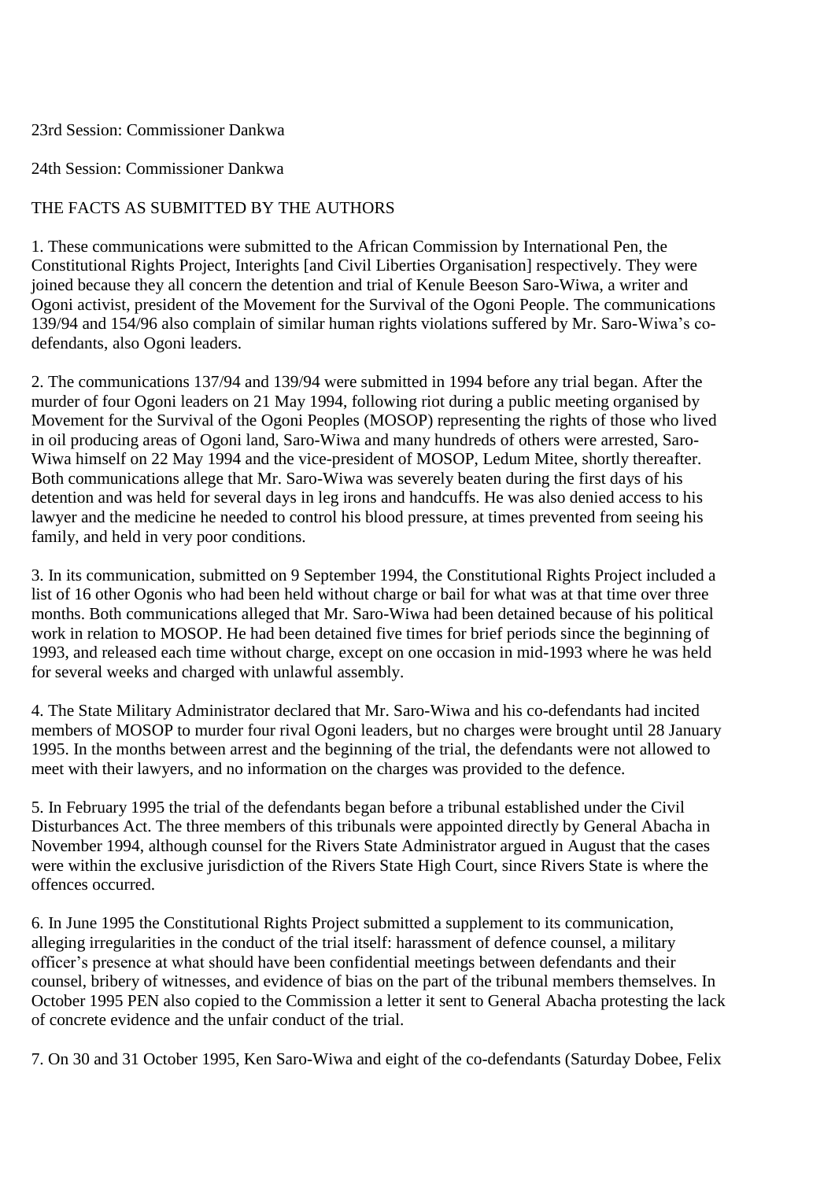23rd Session: Commissioner Dankwa

24th Session: Commissioner Dankwa

THE FACTS AS SUBMITTED BY THE AUTHORS

1. These communications were submitted to the African Commission by International Pen, the Constitutional Rights Project, Interights [and Civil Liberties Organisation] respectively. They were joined because they all concern the detention and trial of Kenule Beeson Saro-Wiwa, a writer and Ogoni activist, president of the Movement for the Survival of the Ogoni People. The communications 139/94 and 154/96 also complain of similar human rights violations suffered by Mr. Saro-Wiwa's co-defendants, also Ogoni leaders.

2. The communications 137/94 and 139/94 were submitted in 1994 before any trial began. After the murder of four Ogoni leaders on 21 May 1994, following riot during a public meeting organised by Movement for the Survival of the Ogoni Peoples (MOSOP) representing the rights of those who lived in oil producing areas of Ogoni land, Saro-Wiwa and many hundreds of others were arrested, Saro-Wiwa himself on 22 May 1994 and the vice-president of MOSOP, Ledum Mitee, shortly thereafter. Both communications allege that Mr. Saro-Wiwa was severely beaten during the first days of his detention and was held for several days in leg irons and handcuffs. He was also denied access to his lawyer and the medicine he needed to control his blood pressure, at times prevented from seeing his family, and held in very poor conditions.

3. In its communication, submitted on 9 September 1994, the Constitutional Rights Project included a list of 16 other Ogonis who had been held without charge or bail for what was at that time over three months. Both communications alleged that Mr. Saro-Wiwa had been detained because of his political work in relation to MOSOP. He had been detained five times for brief periods since the beginning of 1993, and released each time without charge, except on one occasion in mid-1993 where he was held for several weeks and charged with unlawful assembly.

4. The State Military Administrator declared that Mr. Saro-Wiwa and his co-defendants had incited members of MOSOP to murder four rival Ogoni leaders, but no charges were brought until 28 January 1995. In the months between arrest and the beginning of the trial, the defendants were not allowed to meet with their lawyers, and no information on the charges was provided to the defence.

5. In February 1995 the trial of the defendants began before a tribunal established under the Civil Disturbances Act. The three members of this tribunals were appointed directly by General Abacha in November 1994, although counsel for the Rivers State Administrator argued in August that the cases were within the exclusive jurisdiction of the Rivers State High Court, since Rivers State is where the offences occurred.

6. In June 1995 the Constitutional Rights Project submitted a supplement to its communication, alleging irregularities in the conduct of the trial itself: harassment of defence counsel, a military officer's presence at what should have been confidential meetings between defendants and their counsel, bribery of witnesses, and evidence of bias on the part of the tribunal members themselves. In October 1995 PEN also copied to the Commission a letter it sent to General Abacha protesting the lack of concrete evidence and the unfair conduct of the trial.

7. On 30 and 31 October 1995, Ken Saro-Wiwa and eight of the co-defendants (Saturday Dobee, Felix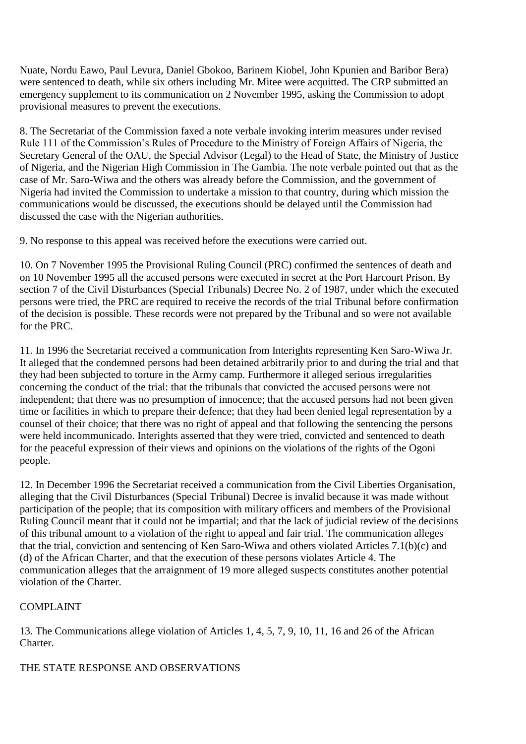Nuate, Nordu Eawo, Paul Levura, Daniel Gbokoo, Barinem Kiobel, John Kpunien and Baribor Bera) were sentenced to death, while six others including Mr. Mitee were acquitted. The CRP submitted an emergency supplement to its communication on 2 November 1995, asking the Commission to adopt provisional measures to prevent the executions.

8. The Secretariat of the Commission faxed a note verbale invoking interim measures under revised Rule 111 of the Commission's Rules of Procedure to the Ministry of Foreign Affairs of Nigeria, the Secretary General of the OAU, the Special Advisor (Legal) to the Head of State, the Ministry of Justice of Nigeria, and the Nigerian High Commission in The Gambia. The note verbale pointed out that as the case of Mr. Saro-Wiwa and the others was already before the Commission, and the government of Nigeria had invited the Commission to undertake a mission to that country, during which mission the communications would be discussed, the executions should be delayed until the Commission had discussed the case with the Nigerian authorities.

9. No response to this appeal was received before the executions were carried out.

10. On 7 November 1995 the Provisional Ruling Council (PRC) confirmed the sentences of death and on 10 November 1995 all the accused persons were executed in secret at the Port Harcourt Prison. By section 7 of the Civil Disturbances (Special Tribunals) Decree No. 2 of 1987, under which the executed persons were tried, the PRC are required to receive the records of the trial Tribunal before confirmation of the decision is possible. These records were not prepared by the Tribunal and so were not available for the PRC.

11. In 1996 the Secretariat received a communication from Interights representing Ken Saro-Wiwa Jr. It alleged that the condemned persons had been detained arbitrarily prior to and during the trial and that they had been subjected to torture in the Army camp. Furthermore it alleged serious irregularities concerning the conduct of the trial: that the tribunals that convicted the accused persons were not independent; that there was no presumption of innocence; that the accused persons had not been given time or facilities in which to prepare their defence; that they had been denied legal representation by a counsel of their choice; that there was no right of appeal and that following the sentencing the persons were held incommunicado. Interights asserted that they were tried, convicted and sentenced to death for the peaceful expression of their views and opinions on the violations of the rights of the Ogoni people.

12. In December 1996 the Secretariat received a communication from the Civil Liberties Organisation, alleging that the Civil Disturbances (Special Tribunal) Decree is invalid because it was made without participation of the people; that its composition with military officers and members of the Provisional Ruling Council meant that it could not be impartial; and that the lack of judicial review of the decisions of this tribunal amount to a violation of the right to appeal and fair trial. The communication alleges that the trial, conviction and sentencing of Ken Saro-Wiwa and others violated Articles 7.1(b)(c) and (d) of the African Charter, and that the execution of these persons violates Article 4. The communication alleges that the arraignment of 19 more alleged suspects constitutes another potential violation of the Charter.

## COMPLAINT

13. The Communications allege violation of Articles 1, 4, 5, 7, 9, 10, 11, 16 and 26 of the African Charter.

## THE STATE RESPONSE AND OBSERVATIONS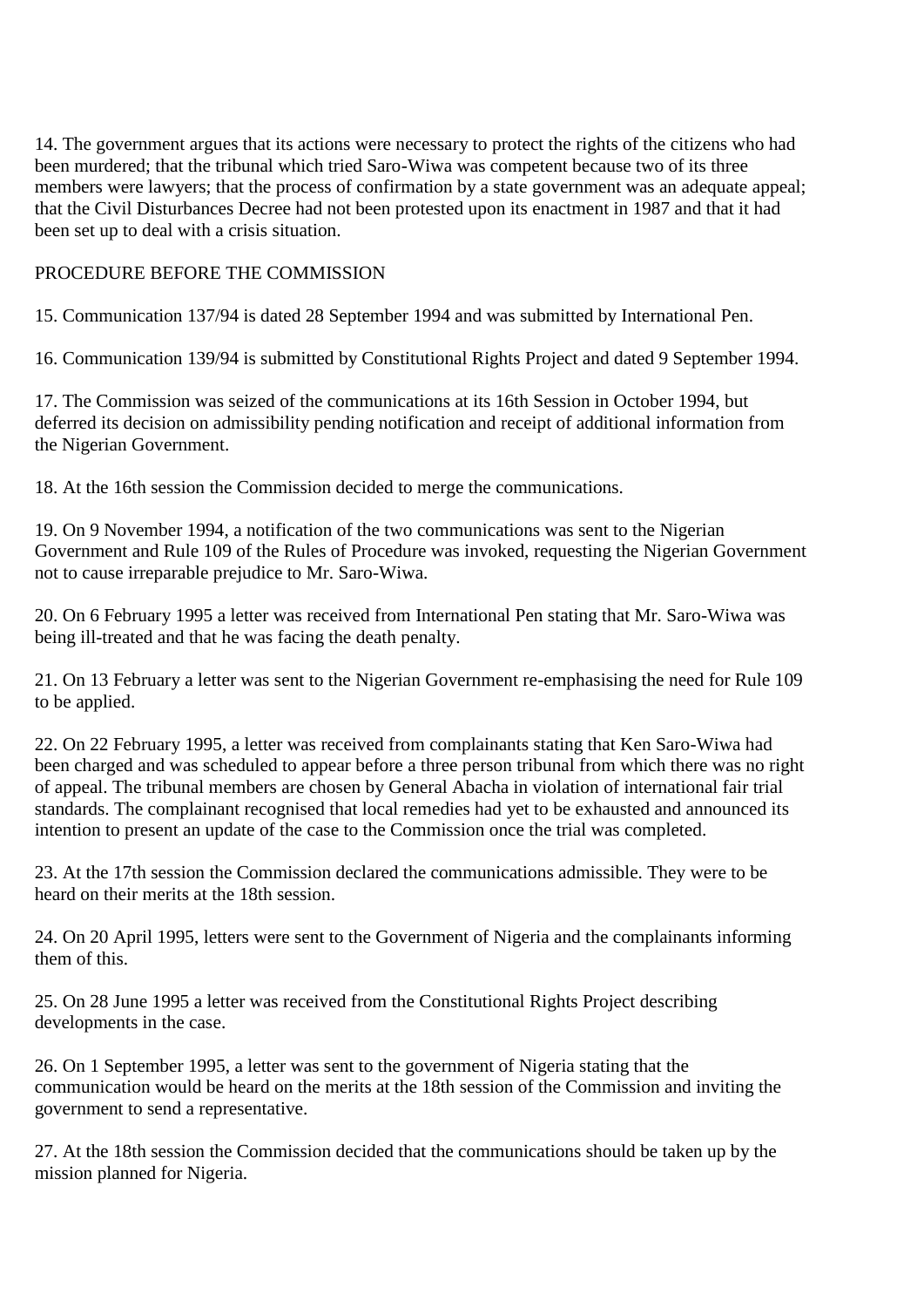14. The government argues that its actions were necessary to protect the rights of the citizens who had been murdered; that the tribunal which tried Saro-Wiwa was competent because two of its three members were lawyers; that the process of confirmation by a state government was an adequate appeal; that the Civil Disturbances Decree had not been protested upon its enactment in 1987 and that it had been set up to deal with a crisis situation.

## PROCEDURE BEFORE THE COMMISSION

15. Communication 137/94 is dated 28 September 1994 and was submitted by International Pen.

16. Communication 139/94 is submitted by Constitutional Rights Project and dated 9 September 1994.

17. The Commission was seized of the communications at its 16th Session in October 1994, but deferred its decision on admissibility pending notification and receipt of additional information from the Nigerian Government.

18. At the 16th session the Commission decided to merge the communications.

19. On 9 November 1994, a notification of the two communications was sent to the Nigerian Government and Rule 109 of the Rules of Procedure was invoked, requesting the Nigerian Government not to cause irreparable prejudice to Mr. Saro-Wiwa.

20. On 6 February 1995 a letter was received from International Pen stating that Mr. Saro-Wiwa was being ill-treated and that he was facing the death penalty.

21. On 13 February a letter was sent to the Nigerian Government re-emphasising the need for Rule 109 to be applied.

22. On 22 February 1995, a letter was received from complainants stating that Ken Saro-Wiwa had been charged and was scheduled to appear before a three person tribunal from which there was no right of appeal. The tribunal members are chosen by General Abacha in violation of international fair trial standards. The complainant recognised that local remedies had yet to be exhausted and announced its intention to present an update of the case to the Commission once the trial was completed.

23. At the 17th session the Commission declared the communications admissible. They were to be heard on their merits at the 18th session.

24. On 20 April 1995, letters were sent to the Government of Nigeria and the complainants informing them of this.

25. On 28 June 1995 a letter was received from the Constitutional Rights Project describing developments in the case.

26. On 1 September 1995, a letter was sent to the government of Nigeria stating that the communication would be heard on the merits at the 18th session of the Commission and inviting the government to send a representative.

27. At the 18th session the Commission decided that the communications should be taken up by the mission planned for Nigeria.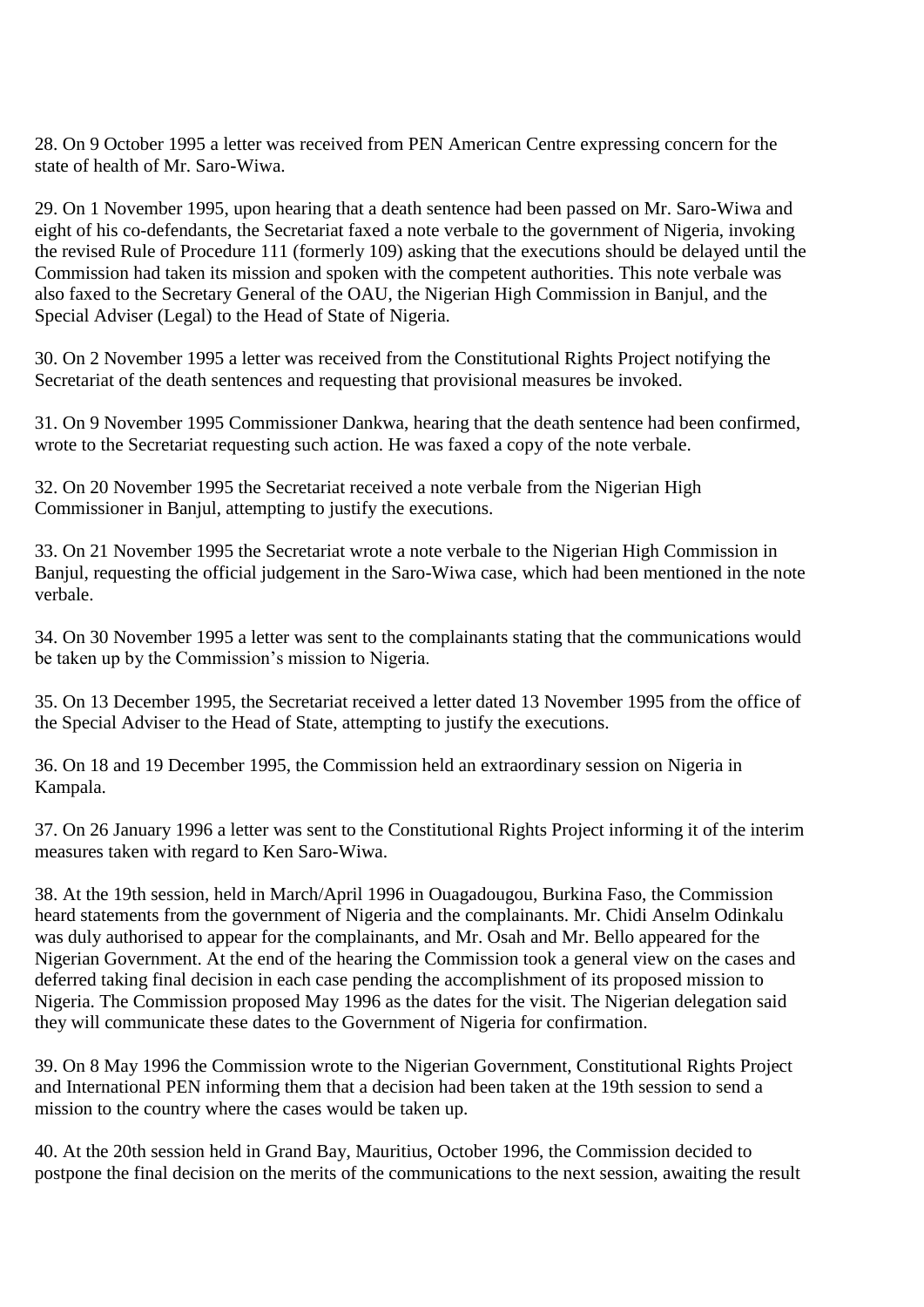28. On 9 October 1995 a letter was received from PEN American Centre expressing concern for the state of health of Mr. Saro-Wiwa.

29. On 1 November 1995, upon hearing that a death sentence had been passed on Mr. Saro-Wiwa and eight of his co-defendants, the Secretariat faxed a note verbale to the government of Nigeria, invoking the revised Rule of Procedure 111 (formerly 109) asking that the executions should be delayed until the Commission had taken its mission and spoken with the competent authorities. This note verbale was also faxed to the Secretary General of the OAU, the Nigerian High Commission in Banjul, and the Special Adviser (Legal) to the Head of State of Nigeria.

30. On 2 November 1995 a letter was received from the Constitutional Rights Project notifying the Secretariat of the death sentences and requesting that provisional measures be invoked.

31. On 9 November 1995 Commissioner Dankwa, hearing that the death sentence had been confirmed, wrote to the Secretariat requesting such action. He was faxed a copy of the note verbale.

32. On 20 November 1995 the Secretariat received a note verbale from the Nigerian High Commissioner in Banjul, attempting to justify the executions.

33. On 21 November 1995 the Secretariat wrote a note verbale to the Nigerian High Commission in Banjul, requesting the official judgement in the Saro-Wiwa case, which had been mentioned in the note verbale.

34. On 30 November 1995 a letter was sent to the complainants stating that the communications would be taken up by the Commission's mission to Nigeria.

35. On 13 December 1995, the Secretariat received a letter dated 13 November 1995 from the office of the Special Adviser to the Head of State, attempting to justify the executions.

36. On 18 and 19 December 1995, the Commission held an extraordinary session on Nigeria in Kampala.

37. On 26 January 1996 a letter was sent to the Constitutional Rights Project informing it of the interim measures taken with regard to Ken Saro-Wiwa.

38. At the 19th session, held in March/April 1996 in Ouagadougou, Burkina Faso, the Commission heard statements from the government of Nigeria and the complainants. Mr. Chidi Anselm Odinkalu was duly authorised to appear for the complainants, and Mr. Osah and Mr. Bello appeared for the Nigerian Government. At the end of the hearing the Commission took a general view on the cases and deferred taking final decision in each case pending the accomplishment of its proposed mission to Nigeria. The Commission proposed May 1996 as the dates for the visit. The Nigerian delegation said they will communicate these dates to the Government of Nigeria for confirmation.

39. On 8 May 1996 the Commission wrote to the Nigerian Government, Constitutional Rights Project and International PEN informing them that a decision had been taken at the 19th session to send a mission to the country where the cases would be taken up.

40. At the 20th session held in Grand Bay, Mauritius, October 1996, the Commission decided to postpone the final decision on the merits of the communications to the next session, awaiting the result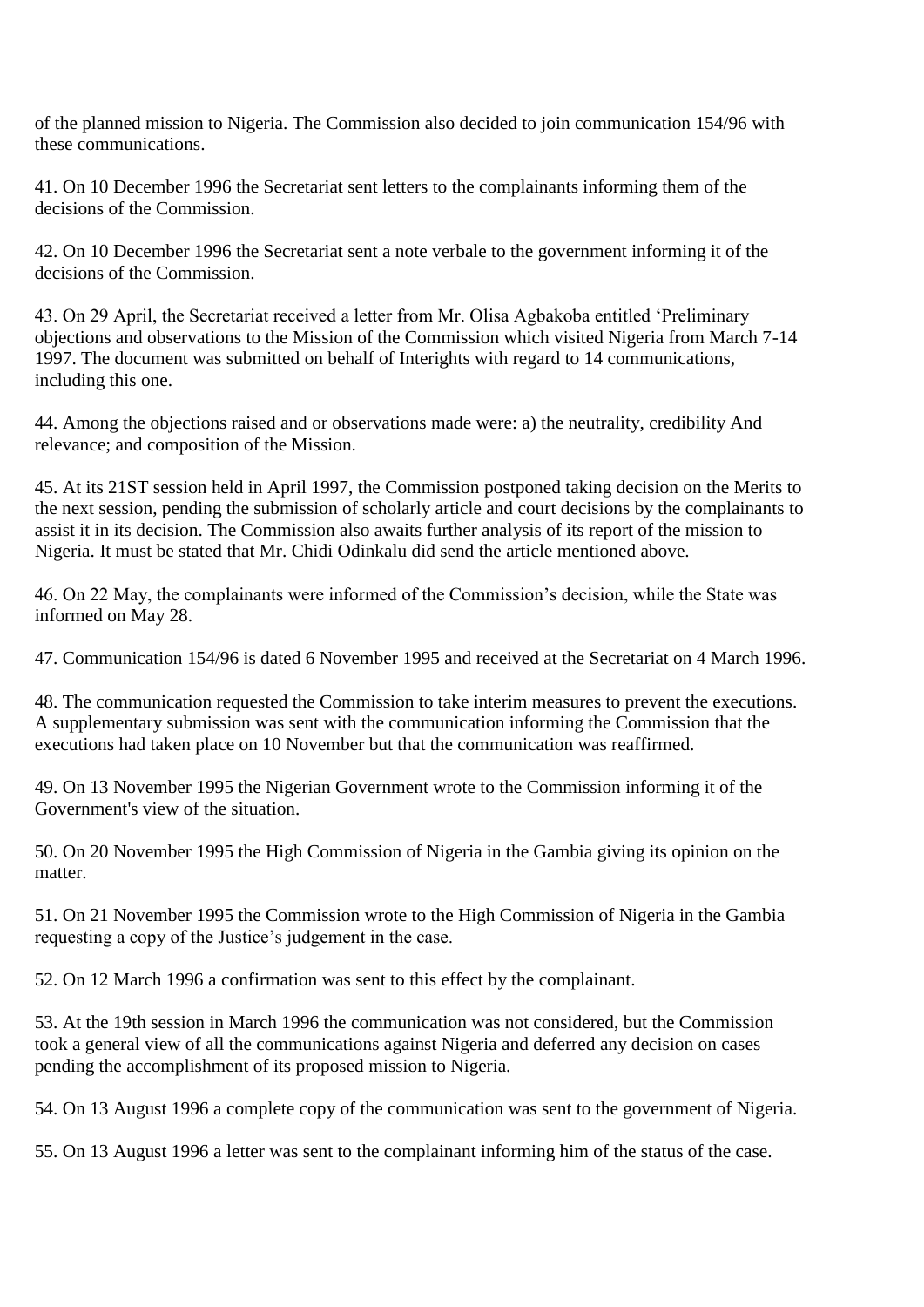of the planned mission to Nigeria. The Commission also decided to join communication 154/96 with these communications.

41. On 10 December 1996 the Secretariat sent letters to the complainants informing them of the decisions of the Commission.

42. On 10 December 1996 the Secretariat sent a note verbale to the government informing it of the decisions of the Commission.

43. On 29 April, the Secretariat received a letter from Mr. Olisa Agbakoba entitled 'Preliminary objections and observations to the Mission of the Commission which visited Nigeria from March 7-14 1997. The document was submitted on behalf of Interights with regard to 14 communications, including this one.

44. Among the objections raised and or observations made were: a) the neutrality, credibility And relevance; and composition of the Mission.

45. At its 21ST session held in April 1997, the Commission postponed taking decision on the Merits to the next session, pending the submission of scholarly article and court decisions by the complainants to assist it in its decision. The Commission also awaits further analysis of its report of the mission to Nigeria. It must be stated that Mr. Chidi Odinkalu did send the article mentioned above.

46. On 22 May, the complainants were informed of the Commission's decision, while the State was informed on May 28.

47. Communication 154/96 is dated 6 November 1995 and received at the Secretariat on 4 March 1996.

48. The communication requested the Commission to take interim measures to prevent the executions. A supplementary submission was sent with the communication informing the Commission that the executions had taken place on 10 November but that the communication was reaffirmed.

49. On 13 November 1995 the Nigerian Government wrote to the Commission informing it of the Government's view of the situation.

50. On 20 November 1995 the High Commission of Nigeria in the Gambia giving its opinion on the matter.

51. On 21 November 1995 the Commission wrote to the High Commission of Nigeria in the Gambia requesting a copy of the Justice's judgement in the case.

52. On 12 March 1996 a confirmation was sent to this effect by the complainant.

53. At the 19th session in March 1996 the communication was not considered, but the Commission took a general view of all the communications against Nigeria and deferred any decision on cases pending the accomplishment of its proposed mission to Nigeria.

54. On 13 August 1996 a complete copy of the communication was sent to the government of Nigeria.

55. On 13 August 1996 a letter was sent to the complainant informing him of the status of the case.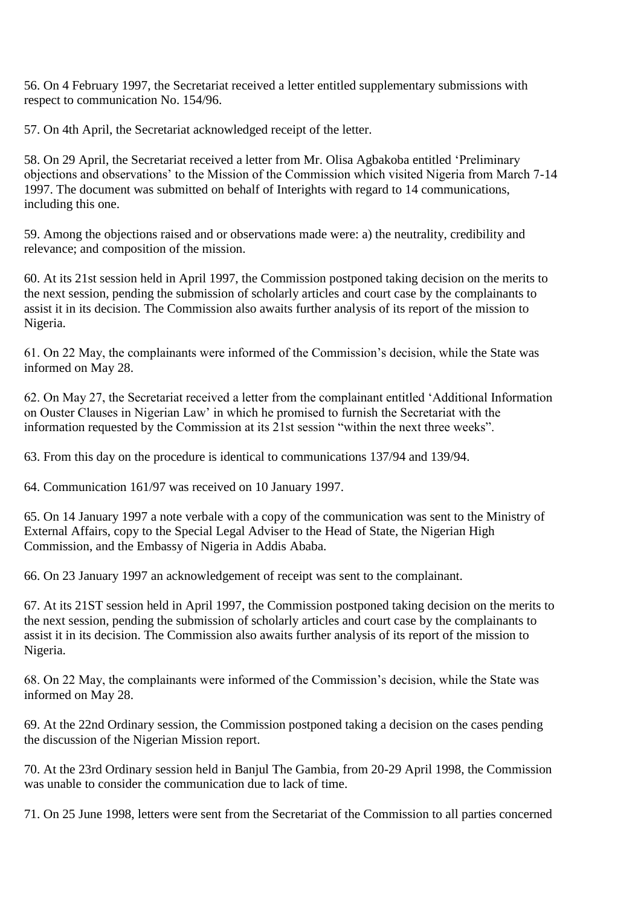56. On 4 February 1997, the Secretariat received a letter entitled supplementary submissions with respect to communication No. 154/96.

57. On 4th April, the Secretariat acknowledged receipt of the letter.

58. On 29 April, the Secretariat received a letter from Mr. Olisa Agbakoba entitled 'Preliminary objections and observations' to the Mission of the Commission which visited Nigeria from March 7-14 1997. The document was submitted on behalf of Interights with regard to 14 communications, including this one.

59. Among the objections raised and or observations made were: a) the neutrality, credibility and relevance; and composition of the mission.

60. At its 21st session held in April 1997, the Commission postponed taking decision on the merits to the next session, pending the submission of scholarly articles and court case by the complainants to assist it in its decision. The Commission also awaits further analysis of its report of the mission to Nigeria.

61. On 22 May, the complainants were informed of the Commission's decision, while the State was informed on May 28.

62. On May 27, the Secretariat received a letter from the complainant entitled 'Additional Information on Ouster Clauses in Nigerian Law' in which he promised to furnish the Secretariat with the information requested by the Commission at its 21st session "within the next three weeks".

63. From this day on the procedure is identical to communications 137/94 and 139/94.

64. Communication 161/97 was received on 10 January 1997.

65. On 14 January 1997 a note verbale with a copy of the communication was sent to the Ministry of External Affairs, copy to the Special Legal Adviser to the Head of State, the Nigerian High Commission, and the Embassy of Nigeria in Addis Ababa.

66. On 23 January 1997 an acknowledgement of receipt was sent to the complainant.

67. At its 21ST session held in April 1997, the Commission postponed taking decision on the merits to the next session, pending the submission of scholarly articles and court case by the complainants to assist it in its decision. The Commission also awaits further analysis of its report of the mission to Nigeria.

68. On 22 May, the complainants were informed of the Commission's decision, while the State was informed on May 28.

69. At the 22nd Ordinary session, the Commission postponed taking a decision on the cases pending the discussion of the Nigerian Mission report.

70. At the 23rd Ordinary session held in Banjul The Gambia, from 20-29 April 1998, the Commission was unable to consider the communication due to lack of time.

71. On 25 June 1998, letters were sent from the Secretariat of the Commission to all parties concerned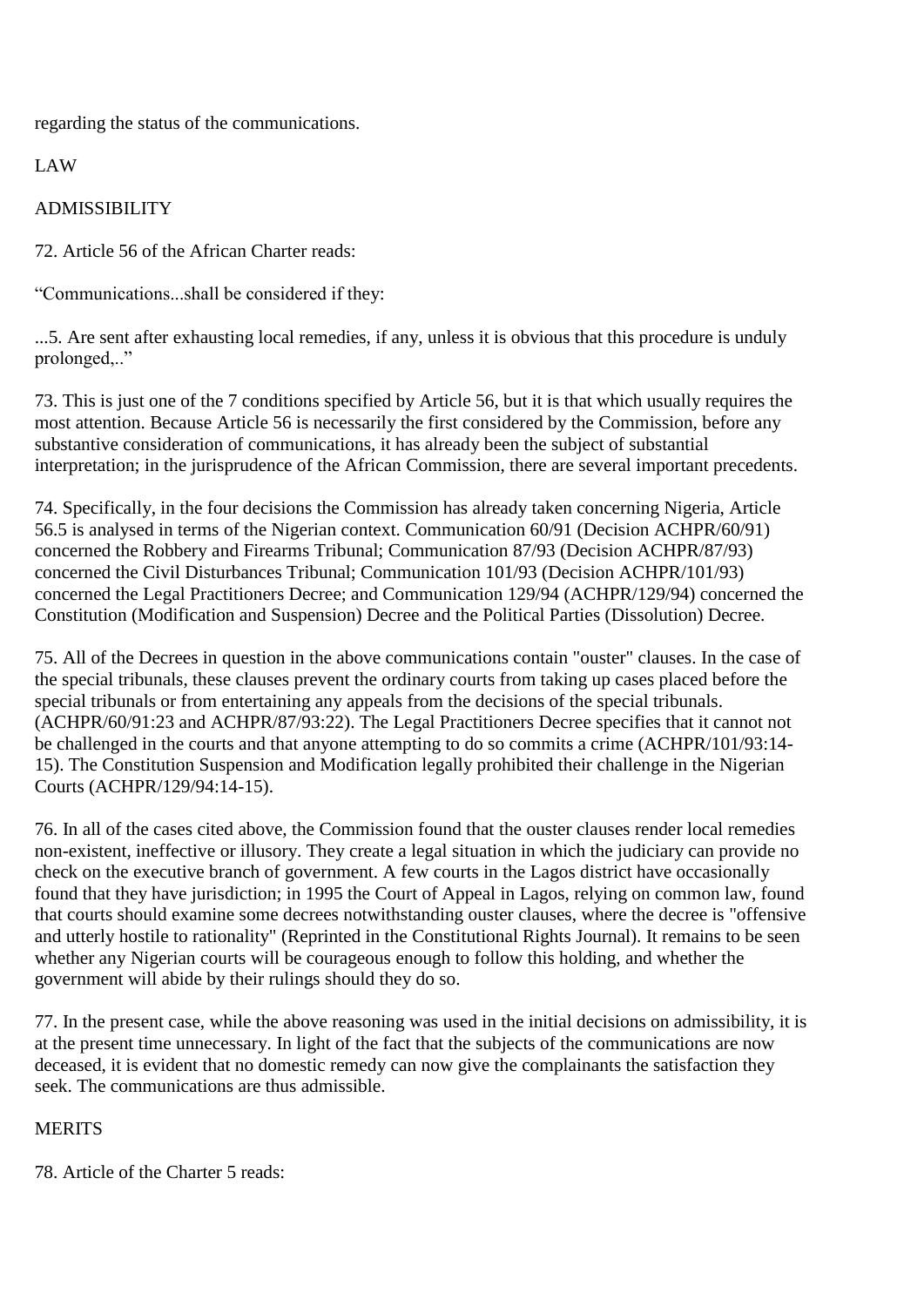regarding the status of the communications.

## LAW

### ADMISSIBILITY

72. Article 56 of the African Charter reads:

"Communications...shall be considered if they:

...5. Are sent after exhausting local remedies, if any, unless it is obvious that this procedure is unduly prolonged,.."

73. This is just one of the 7 conditions specified by Article 56, but it is that which usually requires the most attention. Because Article 56 is necessarily the first considered by the Commission, before any substantive consideration of communications, it has already been the subject of substantial interpretation; in the jurisprudence of the African Commission, there are several important precedents.

74. Specifically, in the four decisions the Commission has already taken concerning Nigeria, Article 56.5 is analysed in terms of the Nigerian context. Communication 60/91 (Decision ACHPR/60/91) concerned the Robbery and Firearms Tribunal; Communication 87/93 (Decision ACHPR/87/93) concerned the Civil Disturbances Tribunal; Communication 101/93 (Decision ACHPR/101/93) concerned the Legal Practitioners Decree; and Communication 129/94 (ACHPR/129/94) concerned the Constitution (Modification and Suspension) Decree and the Political Parties (Dissolution) Decree.

75. All of the Decrees in question in the above communications contain "ouster" clauses. In the case of the special tribunals, these clauses prevent the ordinary courts from taking up cases placed before the special tribunals or from entertaining any appeals from the decisions of the special tribunals. (ACHPR/60/91:23 and ACHPR/87/93:22). The Legal Practitioners Decree specifies that it cannot not be challenged in the courts and that anyone attempting to do so commits a crime (ACHPR/101/93:14-15). The Constitution Suspension and Modification legally prohibited their challenge in the Nigerian Courts (ACHPR/129/94:14-15).

76. In all of the cases cited above, the Commission found that the ouster clauses render local remedies non-existent, ineffective or illusory. They create a legal situation in which the judiciary can provide no check on the executive branch of government. A few courts in the Lagos district have occasionally found that they have jurisdiction; in 1995 the Court of Appeal in Lagos, relying on common law, found that courts should examine some decrees notwithstanding ouster clauses, where the decree is "offensive and utterly hostile to rationality" (Reprinted in the Constitutional Rights Journal). It remains to be seen whether any Nigerian courts will be courageous enough to follow this holding, and whether the government will abide by their rulings should they do so.

77. In the present case, while the above reasoning was used in the initial decisions on admissibility, it is at the present time unnecessary. In light of the fact that the subjects of the communications are now deceased, it is evident that no domestic remedy can now give the complainants the satisfaction they seek. The communications are thus admissible.

### MERITS

78. Article of the Charter 5 reads: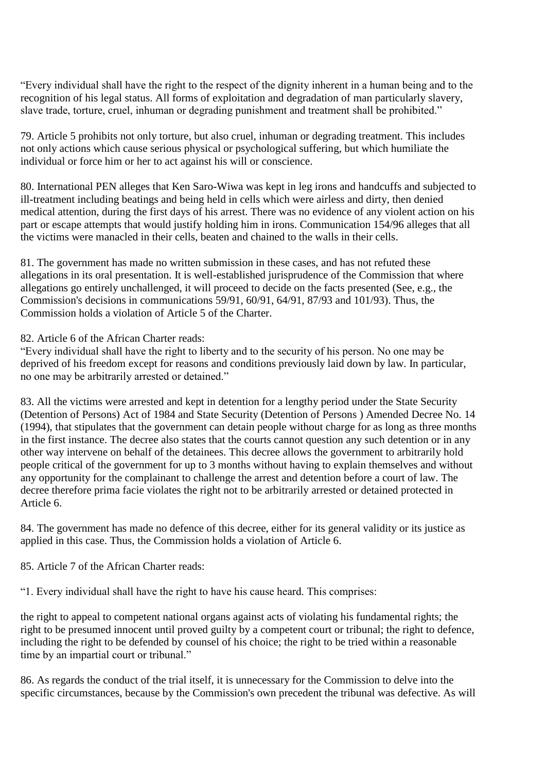“Every individual shall have the right to the respect of the dignity inherent in a human being and to the recognition of his legal status. All forms of exploitation and degradation of man particularly slavery, slave trade, torture, cruel, inhuman or degrading punishment and treatment shall be prohibited.”

79. Article 5 prohibits not only torture, but also cruel, inhuman or degrading treatment. This includes not only actions which cause serious physical or psychological suffering, but which humiliate the individual or force him or her to act against his will or conscience.

80. International PEN alleges that Ken Saro-Wiwa was kept in leg irons and handcuffs and subjected to ill-treatment including beatings and being held in cells which were airless and dirty, then denied medical attention, during the first days of his arrest. There was no evidence of any violent action on his part or escape attempts that would justify holding him in irons. Communication 154/96 alleges that all the victims were manacled in their cells, beaten and chained to the walls in their cells.

81. The government has made no written submission in these cases, and has not refuted these allegations in its oral presentation. It is well-established jurisprudence of the Commission that where allegations go entirely unchallenged, it will proceed to decide on the facts presented (See, e.g., the Commission's decisions in communications 59/91, 60/91, 64/91, 87/93 and 101/93). Thus, the Commission holds a violation of Article 5 of the Charter.

82. Article 6 of the African Charter reads:
“Every individual shall have the right to liberty and to the security of his person. No one may be deprived of his freedom except for reasons and conditions previously laid down by law. In particular, no one may be arbitrarily arrested or detained.”

83. All the victims were arrested and kept in detention for a lengthy period under the State Security (Detention of Persons) Act of 1984 and State Security (Detention of Persons ) Amended Decree No. 14 (1994), that stipulates that the government can detain people without charge for as long as three months in the first instance. The decree also states that the courts cannot question any such detention or in any other way intervene on behalf of the detainees. This decree allows the government to arbitrarily hold people critical of the government for up to 3 months without having to explain themselves and without any opportunity for the complainant to challenge the arrest and detention before a court of law. The decree therefore prima facie violates the right not to be arbitrarily arrested or detained protected in Article 6.

84. The government has made no defence of this decree, either for its general validity or its justice as applied in this case. Thus, the Commission holds a violation of Article 6.

85. Article 7 of the African Charter reads:

“1. Every individual shall have the right to have his cause heard. This comprises:

the right to appeal to competent national organs against acts of violating his fundamental rights; the right to be presumed innocent until proved guilty by a competent court or tribunal; the right to defence, including the right to be defended by counsel of his choice; the right to be tried within a reasonable time by an impartial court or tribunal.”

86. As regards the conduct of the trial itself, it is unnecessary for the Commission to delve into the specific circumstances, because by the Commission's own precedent the tribunal was defective. As will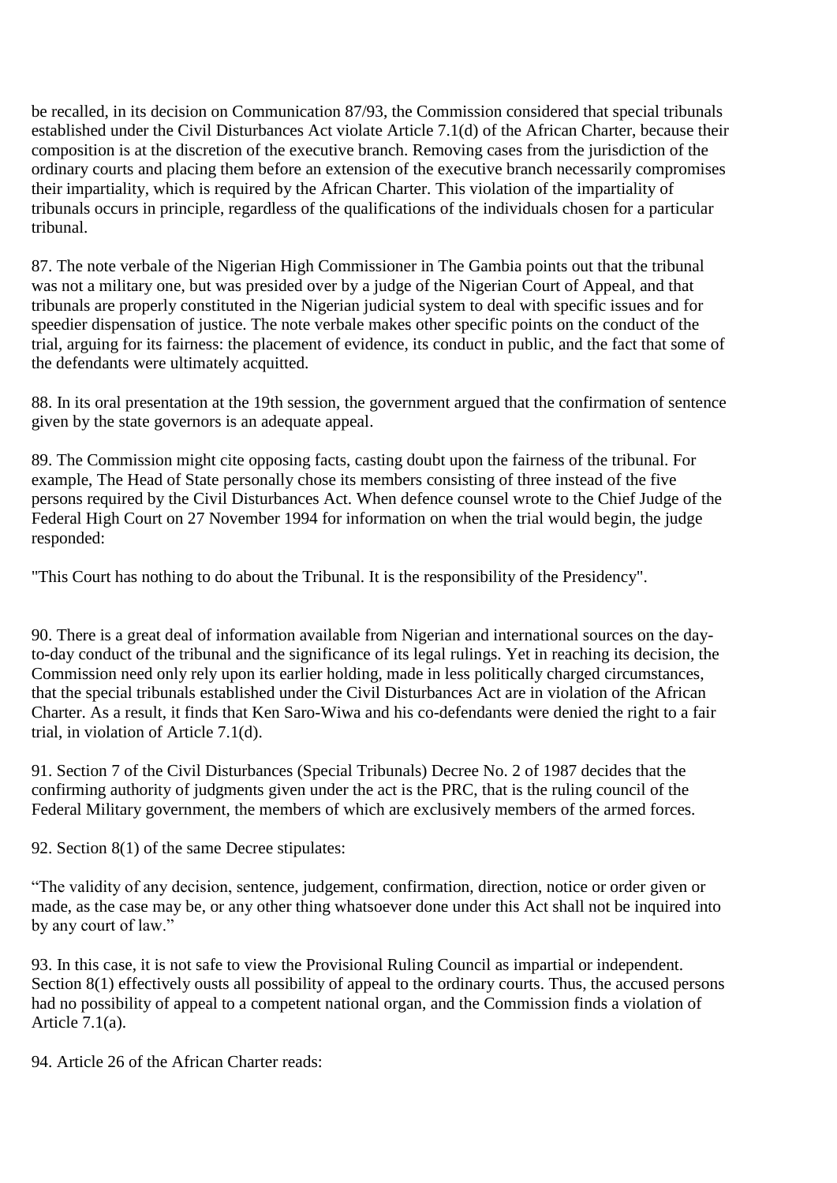be recalled, in its decision on Communication 87/93, the Commission considered that special tribunals established under the Civil Disturbances Act violate Article 7.1(d) of the African Charter, because their composition is at the discretion of the executive branch. Removing cases from the jurisdiction of the ordinary courts and placing them before an extension of the executive branch necessarily compromises their impartiality, which is required by the African Charter. This violation of the impartiality of tribunals occurs in principle, regardless of the qualifications of the individuals chosen for a particular tribunal.

87. The note verbale of the Nigerian High Commissioner in The Gambia points out that the tribunal was not a military one, but was presided over by a judge of the Nigerian Court of Appeal, and that tribunals are properly constituted in the Nigerian judicial system to deal with specific issues and for speedier dispensation of justice. The note verbale makes other specific points on the conduct of the trial, arguing for its fairness: the placement of evidence, its conduct in public, and the fact that some of the defendants were ultimately acquitted.

88. In its oral presentation at the 19th session, the government argued that the confirmation of sentence given by the state governors is an adequate appeal.

89. The Commission might cite opposing facts, casting doubt upon the fairness of the tribunal. For example, The Head of State personally chose its members consisting of three instead of the five persons required by the Civil Disturbances Act. When defence counsel wrote to the Chief Judge of the Federal High Court on 27 November 1994 for information on when the trial would begin, the judge responded:

"This Court has nothing to do about the Tribunal. It is the responsibility of the Presidency".

90. There is a great deal of information available from Nigerian and international sources on the day-to-day conduct of the tribunal and the significance of its legal rulings. Yet in reaching its decision, the Commission need only rely upon its earlier holding, made in less politically charged circumstances, that the special tribunals established under the Civil Disturbances Act are in violation of the African Charter. As a result, it finds that Ken Saro-Wiwa and his co-defendants were denied the right to a fair trial, in violation of Article 7.1(d).

91. Section 7 of the Civil Disturbances (Special Tribunals) Decree No. 2 of 1987 decides that the confirming authority of judgments given under the act is the PRC, that is the ruling council of the Federal Military government, the members of which are exclusively members of the armed forces.

92. Section 8(1) of the same Decree stipulates:

"The validity of any decision, sentence, judgement, confirmation, direction, notice or order given or made, as the case may be, or any other thing whatsoever done under this Act shall not be inquired into by any court of law."

93. In this case, it is not safe to view the Provisional Ruling Council as impartial or independent. Section 8(1) effectively ousts all possibility of appeal to the ordinary courts. Thus, the accused persons had no possibility of appeal to a competent national organ, and the Commission finds a violation of Article 7.1(a).

94. Article 26 of the African Charter reads: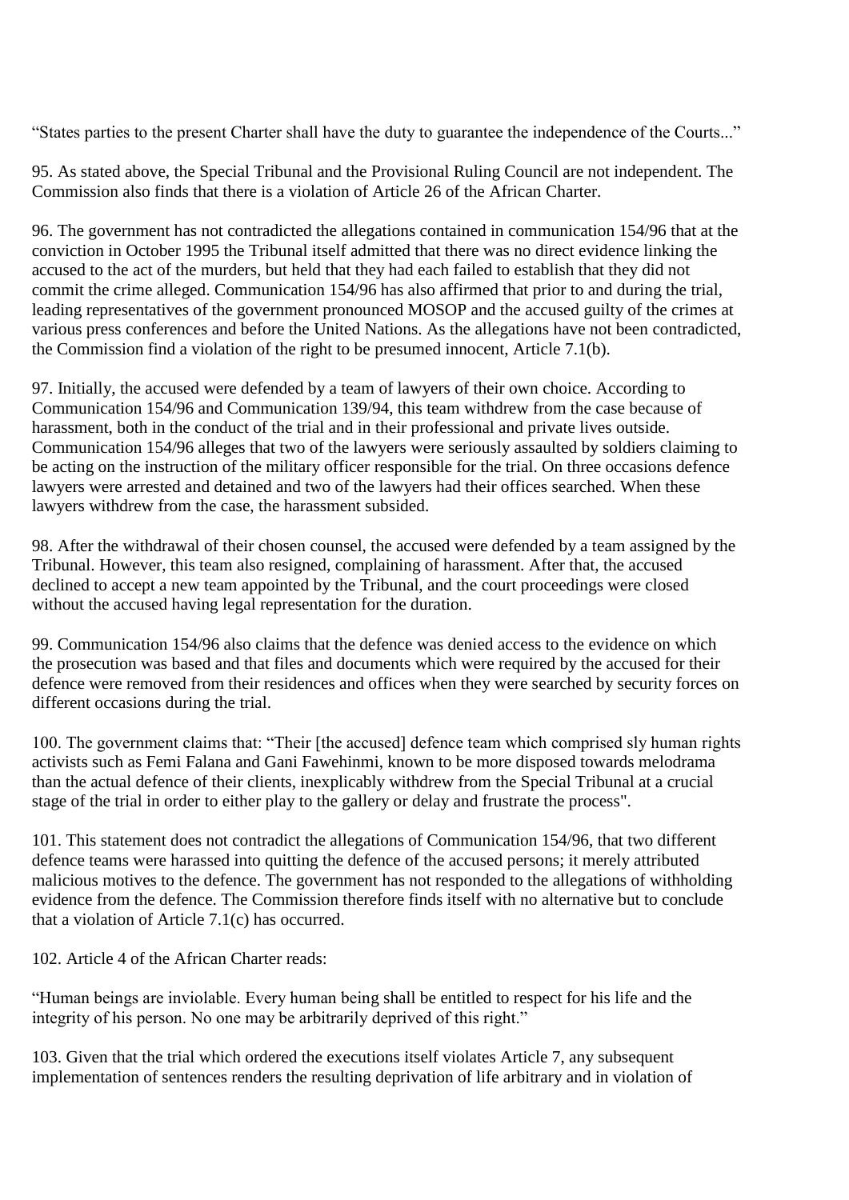"States parties to the present Charter shall have the duty to guarantee the independence of the Courts..."

95. As stated above, the Special Tribunal and the Provisional Ruling Council are not independent. The Commission also finds that there is a violation of Article 26 of the African Charter.

96. The government has not contradicted the allegations contained in communication 154/96 that at the conviction in October 1995 the Tribunal itself admitted that there was no direct evidence linking the accused to the act of the murders, but held that they had each failed to establish that they did not commit the crime alleged. Communication 154/96 has also affirmed that prior to and during the trial, leading representatives of the government pronounced MOSOP and the accused guilty of the crimes at various press conferences and before the United Nations. As the allegations have not been contradicted, the Commission find a violation of the right to be presumed innocent, Article 7.1(b).

97. Initially, the accused were defended by a team of lawyers of their own choice. According to Communication 154/96 and Communication 139/94, this team withdrew from the case because of harassment, both in the conduct of the trial and in their professional and private lives outside. Communication 154/96 alleges that two of the lawyers were seriously assaulted by soldiers claiming to be acting on the instruction of the military officer responsible for the trial. On three occasions defence lawyers were arrested and detained and two of the lawyers had their offices searched. When these lawyers withdrew from the case, the harassment subsided.

98. After the withdrawal of their chosen counsel, the accused were defended by a team assigned by the Tribunal. However, this team also resigned, complaining of harassment. After that, the accused declined to accept a new team appointed by the Tribunal, and the court proceedings were closed without the accused having legal representation for the duration.

99. Communication 154/96 also claims that the defence was denied access to the evidence on which the prosecution was based and that files and documents which were required by the accused for their defence were removed from their residences and offices when they were searched by security forces on different occasions during the trial.

100. The government claims that: "Their [the accused] defence team which comprised sly human rights activists such as Femi Falana and Gani Fawehinmi, known to be more disposed towards melodrama than the actual defence of their clients, inexplicably withdrew from the Special Tribunal at a crucial stage of the trial in order to either play to the gallery or delay and frustrate the process".

101. This statement does not contradict the allegations of Communication 154/96, that two different defence teams were harassed into quitting the defence of the accused persons; it merely attributed malicious motives to the defence. The government has not responded to the allegations of withholding evidence from the defence. The Commission therefore finds itself with no alternative but to conclude that a violation of Article 7.1(c) has occurred.

102. Article 4 of the African Charter reads:

"Human beings are inviolable. Every human being shall be entitled to respect for his life and the integrity of his person. No one may be arbitrarily deprived of this right."

103. Given that the trial which ordered the executions itself violates Article 7, any subsequent implementation of sentences renders the resulting deprivation of life arbitrary and in violation of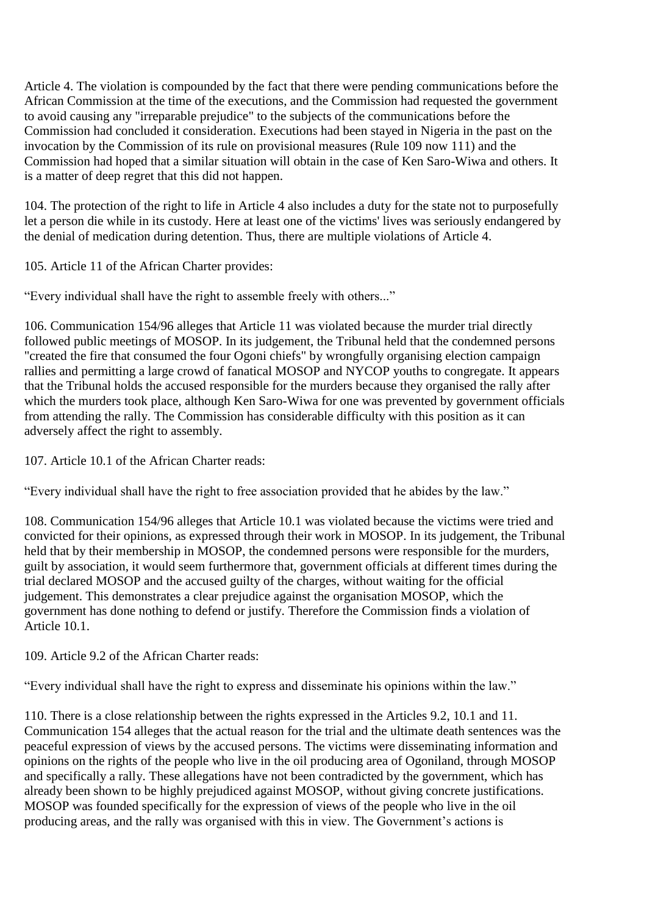Article 4. The violation is compounded by the fact that there were pending communications before the African Commission at the time of the executions, and the Commission had requested the government to avoid causing any "irreparable prejudice" to the subjects of the communications before the Commission had concluded it consideration. Executions had been stayed in Nigeria in the past on the invocation by the Commission of its rule on provisional measures (Rule 109 now 111) and the Commission had hoped that a similar situation will obtain in the case of Ken Saro-Wiwa and others. It is a matter of deep regret that this did not happen.

104. The protection of the right to life in Article 4 also includes a duty for the state not to purposefully let a person die while in its custody. Here at least one of the victims' lives was seriously endangered by the denial of medication during detention. Thus, there are multiple violations of Article 4.

105. Article 11 of the African Charter provides:

"Every individual shall have the right to assemble freely with others..."

106. Communication 154/96 alleges that Article 11 was violated because the murder trial directly followed public meetings of MOSOP. In its judgement, the Tribunal held that the condemned persons "created the fire that consumed the four Ogoni chiefs" by wrongfully organising election campaign rallies and permitting a large crowd of fanatical MOSOP and NYCOP youths to congregate. It appears that the Tribunal holds the accused responsible for the murders because they organised the rally after which the murders took place, although Ken Saro-Wiwa for one was prevented by government officials from attending the rally. The Commission has considerable difficulty with this position as it can adversely affect the right to assembly.

107. Article 10.1 of the African Charter reads:

"Every individual shall have the right to free association provided that he abides by the law."

108. Communication 154/96 alleges that Article 10.1 was violated because the victims were tried and convicted for their opinions, as expressed through their work in MOSOP. In its judgement, the Tribunal held that by their membership in MOSOP, the condemned persons were responsible for the murders, guilt by association, it would seem furthermore that, government officials at different times during the trial declared MOSOP and the accused guilty of the charges, without waiting for the official judgement. This demonstrates a clear prejudice against the organisation MOSOP, which the government has done nothing to defend or justify. Therefore the Commission finds a violation of Article 10.1.

109. Article 9.2 of the African Charter reads:

"Every individual shall have the right to express and disseminate his opinions within the law."

110. There is a close relationship between the rights expressed in the Articles 9.2, 10.1 and 11. Communication 154 alleges that the actual reason for the trial and the ultimate death sentences was the peaceful expression of views by the accused persons. The victims were disseminating information and opinions on the rights of the people who live in the oil producing area of Ogoniland, through MOSOP and specifically a rally. These allegations have not been contradicted by the government, which has already been shown to be highly prejudiced against MOSOP, without giving concrete justifications. MOSOP was founded specifically for the expression of views of the people who live in the oil producing areas, and the rally was organised with this in view. The Government's actions is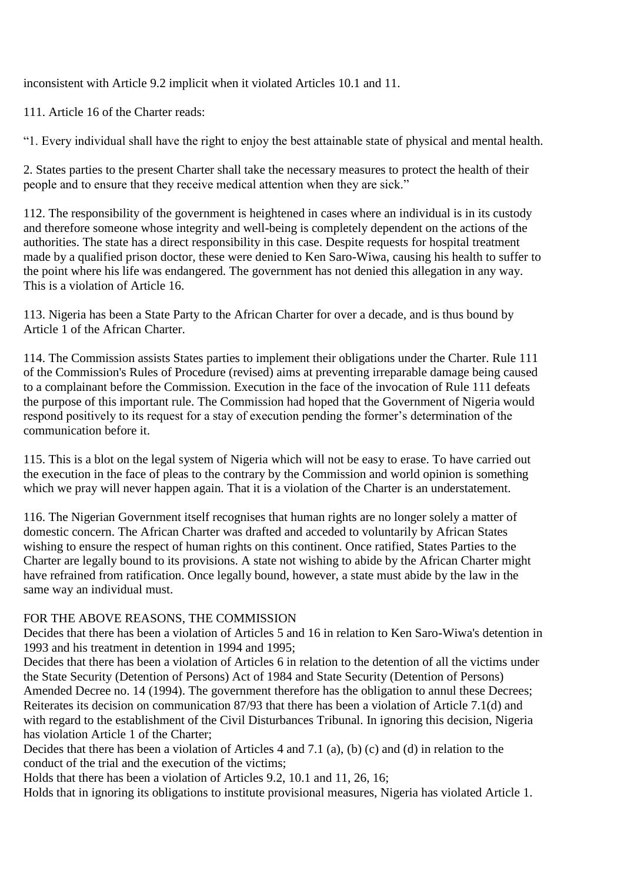inconsistent with Article 9.2 implicit when it violated Articles 10.1 and 11.

111. Article 16 of the Charter reads:

"1. Every individual shall have the right to enjoy the best attainable state of physical and mental health.

2. States parties to the present Charter shall take the necessary measures to protect the health of their people and to ensure that they receive medical attention when they are sick."

112. The responsibility of the government is heightened in cases where an individual is in its custody and therefore someone whose integrity and well-being is completely dependent on the actions of the authorities. The state has a direct responsibility in this case. Despite requests for hospital treatment made by a qualified prison doctor, these were denied to Ken Saro-Wiwa, causing his health to suffer to the point where his life was endangered. The government has not denied this allegation in any way. This is a violation of Article 16.

113. Nigeria has been a State Party to the African Charter for over a decade, and is thus bound by Article 1 of the African Charter.

114. The Commission assists States parties to implement their obligations under the Charter. Rule 111 of the Commission's Rules of Procedure (revised) aims at preventing irreparable damage being caused to a complainant before the Commission. Execution in the face of the invocation of Rule 111 defeats the purpose of this important rule. The Commission had hoped that the Government of Nigeria would respond positively to its request for a stay of execution pending the former's determination of the communication before it.

115. This is a blot on the legal system of Nigeria which will not be easy to erase. To have carried out the execution in the face of pleas to the contrary by the Commission and world opinion is something which we pray will never happen again. That it is a violation of the Charter is an understatement.

116. The Nigerian Government itself recognises that human rights are no longer solely a matter of domestic concern. The African Charter was drafted and acceded to voluntarily by African States wishing to ensure the respect of human rights on this continent. Once ratified, States Parties to the Charter are legally bound to its provisions. A state not wishing to abide by the African Charter might have refrained from ratification. Once legally bound, however, a state must abide by the law in the same way an individual must.

FOR THE ABOVE REASONS, THE COMMISSION

Decides that there has been a violation of Articles 5 and 16 in relation to Ken Saro-Wiwa's detention in 1993 and his treatment in detention in 1994 and 1995;

Decides that there has been a violation of Articles 6 in relation to the detention of all the victims under the State Security (Detention of Persons) Act of 1984 and State Security (Detention of Persons) Amended Decree no. 14 (1994). The government therefore has the obligation to annul these Decrees;

Reiterates its decision on communication 87/93 that there has been a violation of Article 7.1(d) and with regard to the establishment of the Civil Disturbances Tribunal. In ignoring this decision, Nigeria has violation Article 1 of the Charter;

Decides that there has been a violation of Articles 4 and 7.1 (a), (b) (c) and (d) in relation to the conduct of the trial and the execution of the victims;

Holds that there has been a violation of Articles 9.2, 10.1 and 11, 26, 16;

Holds that in ignoring its obligations to institute provisional measures, Nigeria has violated Article 1.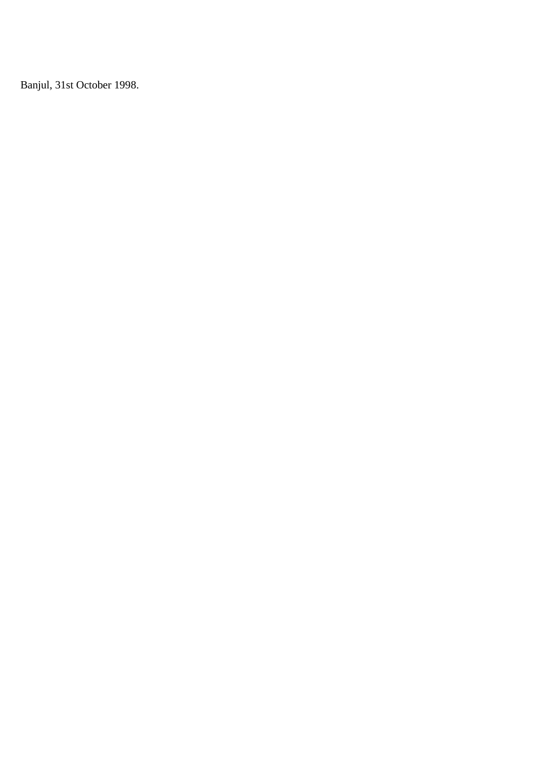Banjul, 31st October 1998.